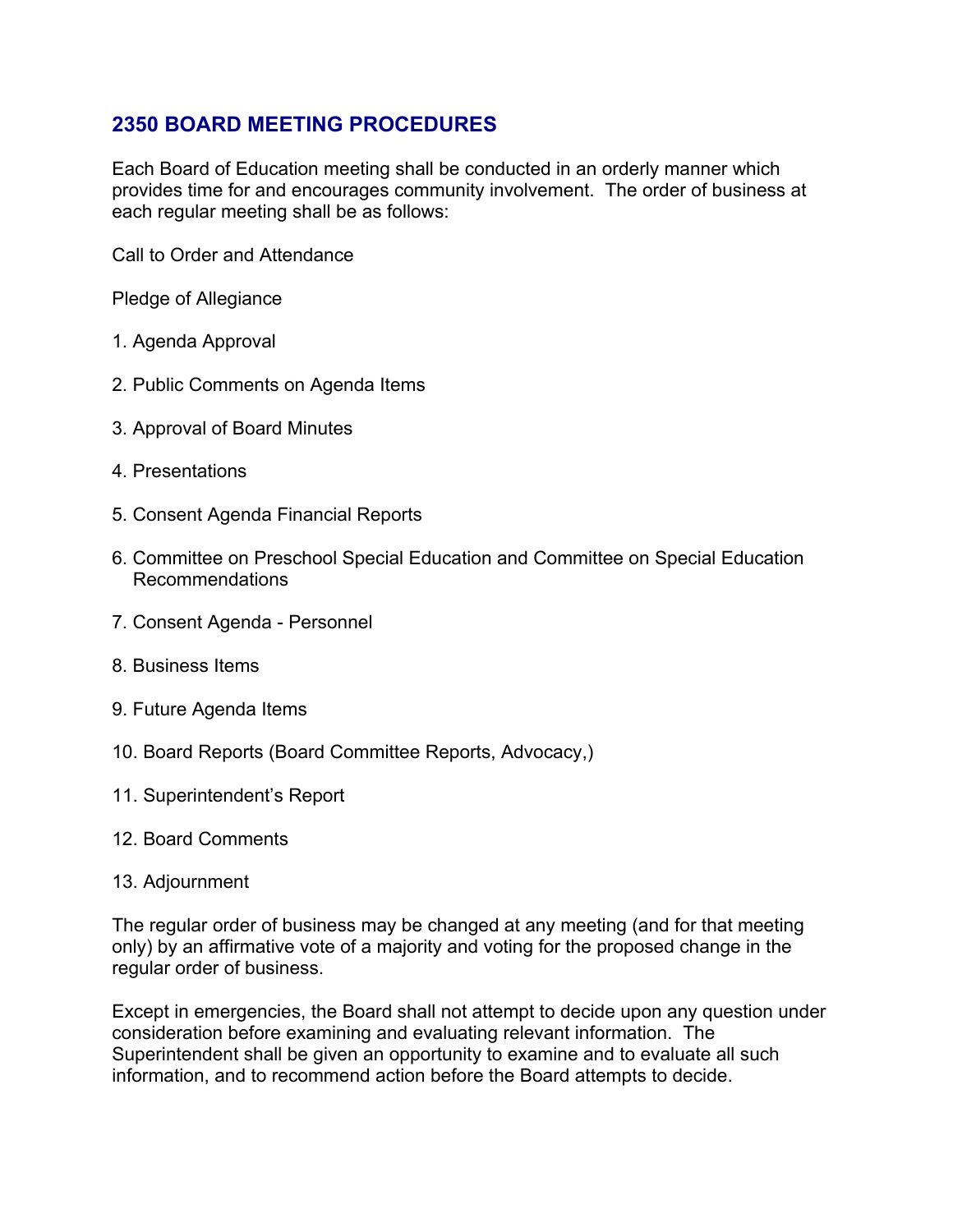# 2350 BOARD MEETING PROCEDURES

Each Board of Education meeting shall be conducted in an orderly manner which provides time for and encourages community involvement. The order of business at each regular meeting shall be as follows:

Call to Order and Attendance

Pledge of Allegiance

1. Agenda Approval
2. Public Comments on Agenda Items
3. Approval of Board Minutes
4. Presentations
5. Consent Agenda Financial Reports
6. Committee on Preschool Special Education and Committee on Special Education Recommendations
7. Consent Agenda - Personnel
8. Business Items
9. Future Agenda Items
10. Board Reports (Board Committee Reports, Advocacy,)
11. Superintendent's Report
12. Board Comments
13. Adjournment

The regular order of business may be changed at any meeting (and for that meeting only) by an affirmative vote of a majority and voting for the proposed change in the regular order of business.

Except in emergencies, the Board shall not attempt to decide upon any question under consideration before examining and evaluating relevant information. The Superintendent shall be given an opportunity to examine and to evaluate all such information, and to recommend action before the Board attempts to decide.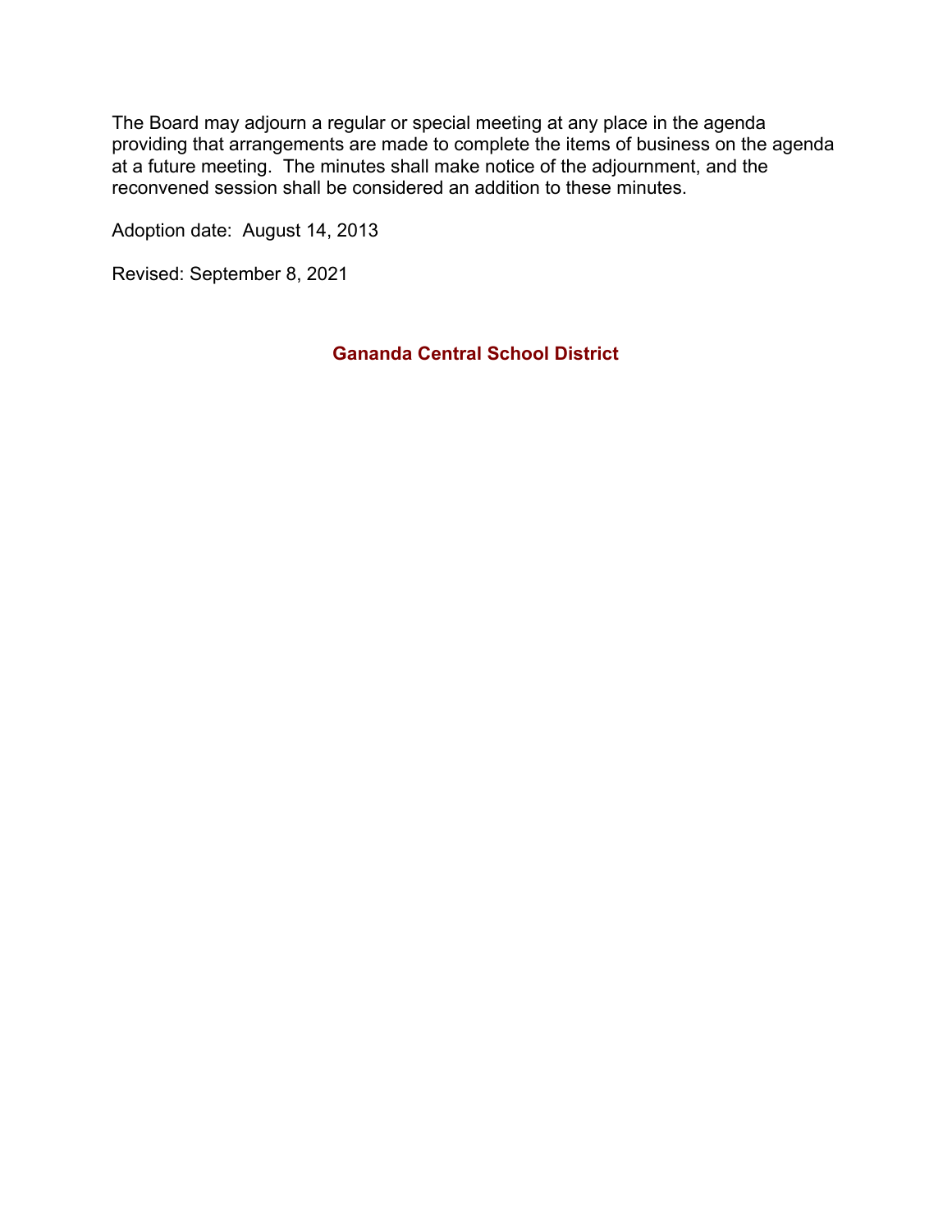The Board may adjourn a regular or special meeting at any place in the agenda providing that arrangements are made to complete the items of business on the agenda at a future meeting. The minutes shall make notice of the adjournment, and the reconvened session shall be considered an addition to these minutes.

Adoption date: August 14, 2013

Revised: September 8, 2021

**Gananda Central School District**